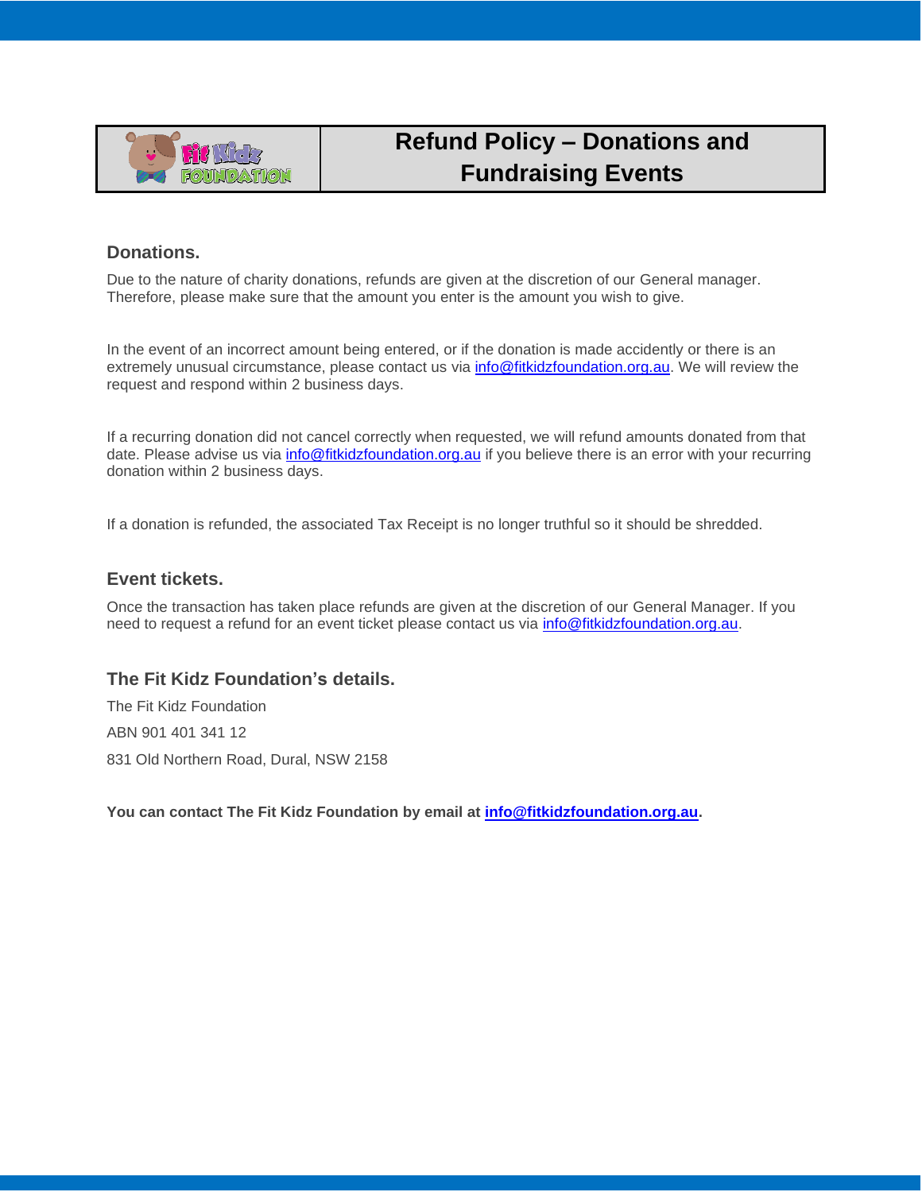# Refund Policy – Donations and Fundraising Events

## Donations.

Due to the nature of charity donations, refunds are given at the discretion of our General manager. Therefore, please make sure that the amount you enter is the amount you wish to give.

In the event of an incorrect amount being entered, or if the donation is made accidently or there is an extremely unusual circumstance, please contact us via info@fitkidzfoundation.org.au. We will review the request and respond within 2 business days.

If a recurring donation did not cancel correctly when requested, we will refund amounts donated from that date. Please advise us via info@fitkidzfoundation.org.au if you believe there is an error with your recurring donation within 2 business days.

If a donation is refunded, the associated Tax Receipt is no longer truthful so it should be shredded.

## Event tickets.

Once the transaction has taken place refunds are given at the discretion of our General Manager. If you need to request a refund for an event ticket please contact us via info@fitkidzfoundation.org.au.

## The Fit Kidz Foundation's details.

The Fit Kidz Foundation

ABN 901 401 341 12

831 Old Northern Road, Dural, NSW 2158

**You can contact The Fit Kidz Foundation by email at info@fitkidzfoundation.org.au.**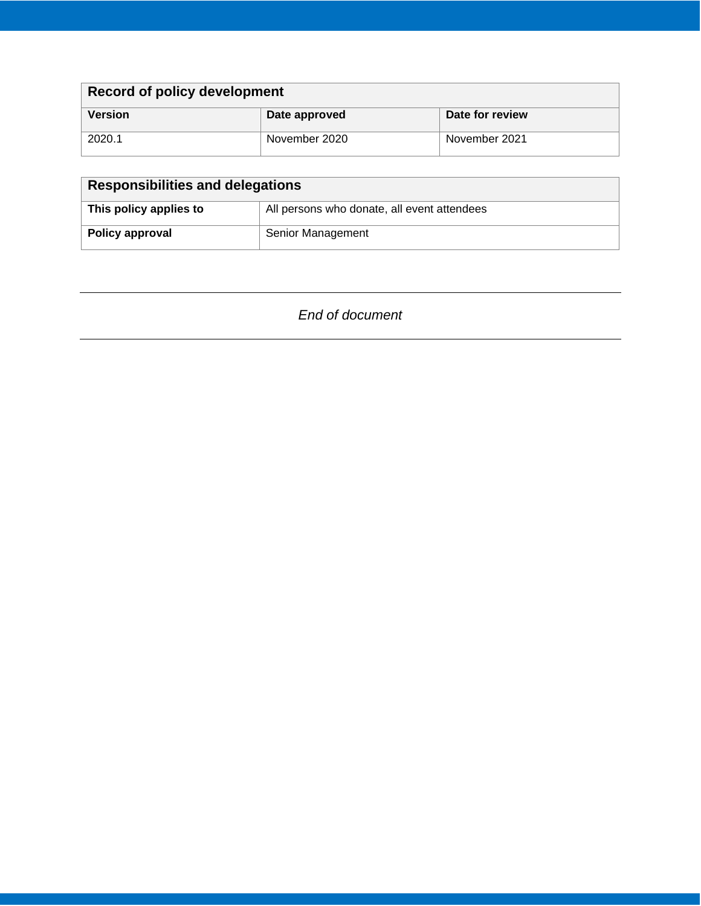| Record of policy development | | |
| --- | --- | --- |
| **Version** | **Date approved** | **Date for review** |
| 2020.1 | November 2020 | November 2021 |

| Responsibilities and delegations | |
| --- | --- |
| **This policy applies to** | All persons who donate, all event attendees |
| **Policy approval** | Senior Management |

---

*End of document*

---